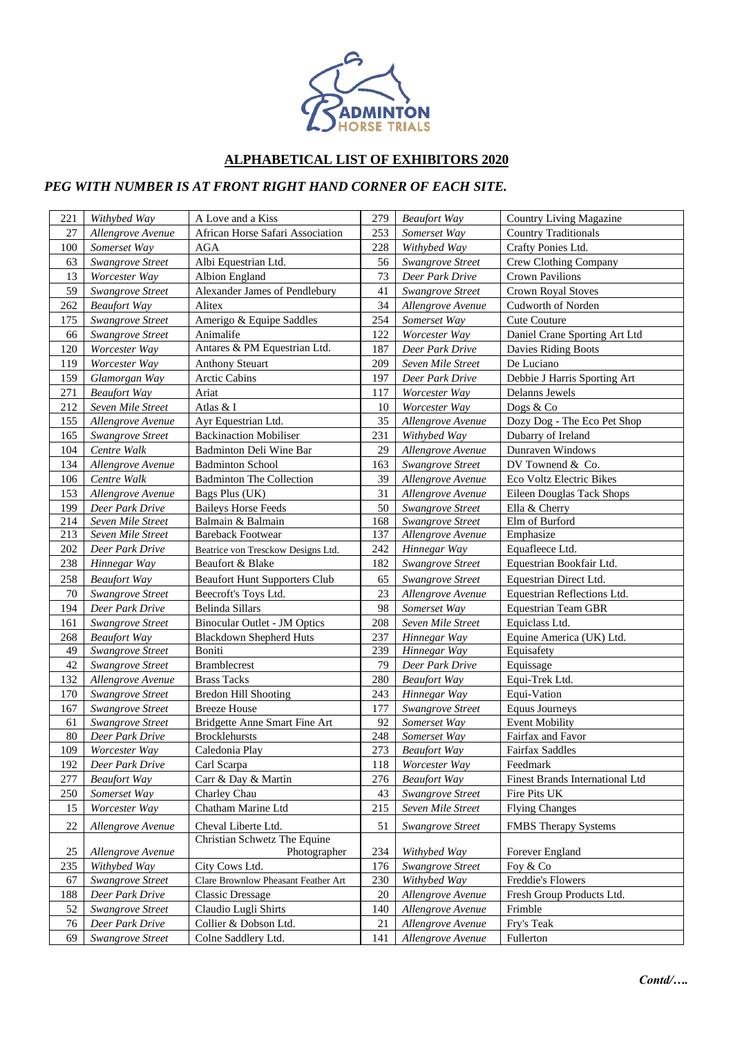## ALPHABETICAL LIST OF EXHIBITORS 2020

***PEG WITH NUMBER IS AT FRONT RIGHT HAND CORNER OF EACH SITE.***

| | | | | | |
|---|---|---|---|---|---|
| 221 | *Withybed Way* | A Love and a Kiss | 279 | *Beaufort Way* | Country Living Magazine |
| 27 | *Allengrove Avenue* | African Horse Safari Association | 253 | *Somerset Way* | Country Traditionals |
| 100 | *Somerset Way* | AGA | 228 | *Withybed Way* | Crafty Ponies Ltd. |
| 63 | *Swangrove Street* | Albi Equestrian Ltd. | 56 | *Swangrove Street* | Crew Clothing Company |
| 13 | *Worcester Way* | Albion England | 73 | *Deer Park Drive* | Crown Pavilions |
| 59 | *Swangrove Street* | Alexander James of Pendlebury | 41 | *Swangrove Street* | Crown Royal Stoves |
| 262 | *Beaufort Way* | Alitex | 34 | *Allengrove Avenue* | Cudworth of Norden |
| 175 | *Swangrove Street* | Amerigo & Equipe Saddles | 254 | *Somerset Way* | Cute Couture |
| 66 | *Swangrove Street* | Animalife | 122 | *Worcester Way* | Daniel Crane Sporting Art Ltd |
| 120 | *Worcester Way* | Antares & PM Equestrian Ltd. | 187 | *Deer Park Drive* | Davies Riding Boots |
| 119 | *Worcester Way* | Anthony Steuart | 209 | *Seven Mile Street* | De Luciano |
| 159 | *Glamorgan Way* | Arctic Cabins | 197 | *Deer Park Drive* | Debbie J Harris Sporting Art |
| 271 | *Beaufort Way* | Ariat | 117 | *Worcester Way* | Delanns Jewels |
| 212 | *Seven Mile Street* | Atlas & I | 10 | *Worcester Way* | Dogs & Co |
| 155 | *Allengrove Avenue* | Ayr Equestrian Ltd. | 35 | *Allengrove Avenue* | Dozy Dog - The Eco Pet Shop |
| 165 | *Swangrove Street* | Backinaction Mobiliser | 231 | *Withybed Way* | Dubarry of Ireland |
| 104 | *Centre Walk* | Badminton Deli Wine Bar | 29 | *Allengrove Avenue* | Dunraven Windows |
| 134 | *Allengrove Avenue* | Badminton School | 163 | *Swangrove Street* | DV Townend & Co. |
| 106 | *Centre Walk* | Badminton The Collection | 39 | *Allengrove Avenue* | Eco Voltz Electric Bikes |
| 153 | *Allengrove Avenue* | Bags Plus (UK) | 31 | *Allengrove Avenue* | Eileen Douglas Tack Shops |
| 199 | *Deer Park Drive* | Baileys Horse Feeds | 50 | *Swangrove Street* | Ella & Cherry |
| 214 | *Seven Mile Street* | Balmain & Balmain | 168 | *Swangrove Street* | Elm of Burford |
| 213 | *Seven Mile Street* | Bareback Footwear | 137 | *Allengrove Avenue* | Emphasize |
| 202 | *Deer Park Drive* | Beatrice von Tresckow Designs Ltd. | 242 | *Hinnegar Way* | Equafleece Ltd. |
| 238 | *Hinnegar Way* | Beaufort & Blake | 182 | *Swangrove Street* | Equestrian Bookfair Ltd. |
| 258 | *Beaufort Way* | Beaufort Hunt Supporters Club | 65 | *Swangrove Street* | Equestrian Direct Ltd. |
| 70 | *Swangrove Street* | Beecroft's Toys Ltd. | 23 | *Allengrove Avenue* | Equestrian Reflections Ltd. |
| 194 | *Deer Park Drive* | Belinda Sillars | 98 | *Somerset Way* | Equestrian Team GBR |
| 161 | *Swangrove Street* | Binocular Outlet - JM Optics | 208 | *Seven Mile Street* | Equiclass Ltd. |
| 268 | *Beaufort Way* | Blackdown Shepherd Huts | 237 | *Hinnegar Way* | Equine America (UK) Ltd. |
| 49 | *Swangrove Street* | Boniti | 239 | *Hinnegar Way* | Equisafety |
| 42 | *Swangrove Street* | Bramblecrest | 79 | *Deer Park Drive* | Equissage |
| 132 | *Allengrove Avenue* | Brass Tacks | 280 | *Beaufort Way* | Equi-Trek Ltd. |
| 170 | *Swangrove Street* | Bredon Hill Shooting | 243 | *Hinnegar Way* | Equi-Vation |
| 167 | *Swangrove Street* | Breeze House | 177 | *Swangrove Street* | Equus Journeys |
| 61 | *Swangrove Street* | Bridgette Anne Smart Fine Art | 92 | *Somerset Way* | Event Mobility |
| 80 | *Deer Park Drive* | Brocklehursts | 248 | *Somerset Way* | Fairfax and Favor |
| 109 | *Worcester Way* | Caledonia Play | 273 | *Beaufort Way* | Fairfax Saddles |
| 192 | *Deer Park Drive* | Carl Scarpa | 118 | *Worcester Way* | Feedmark |
| 277 | *Beaufort Way* | Carr & Day & Martin | 276 | *Beaufort Way* | Finest Brands International Ltd |
| 250 | *Somerset Way* | Charley Chau | 43 | *Swangrove Street* | Fire Pits UK |
| 15 | *Worcester Way* | Chatham Marine Ltd | 215 | *Seven Mile Street* | Flying Changes |
| 22 | *Allengrove Avenue* | Cheval Liberte Ltd. | 51 | *Swangrove Street* | FMBS Therapy Systems |
| 25 | *Allengrove Avenue* | Christian Schwetz The Equine Photographer | 234 | *Withybed Way* | Forever England |
| 235 | *Withybed Way* | City Cows Ltd. | 176 | *Swangrove Street* | Foy & Co |
| 67 | *Swangrove Street* | Clare Brownlow Pheasant Feather Art | 230 | *Withybed Way* | Freddie's Flowers |
| 188 | *Deer Park Drive* | Classic Dressage | 20 | *Allengrove Avenue* | Fresh Group Products Ltd. |
| 52 | *Swangrove Street* | Claudio Lugli Shirts | 140 | *Allengrove Avenue* | Frimble |
| 76 | *Deer Park Drive* | Collier & Dobson Ltd. | 21 | *Allengrove Avenue* | Fry's Teak |
| 69 | *Swangrove Street* | Colne Saddlery Ltd. | 141 | *Allengrove Avenue* | Fullerton |

***Contd/….***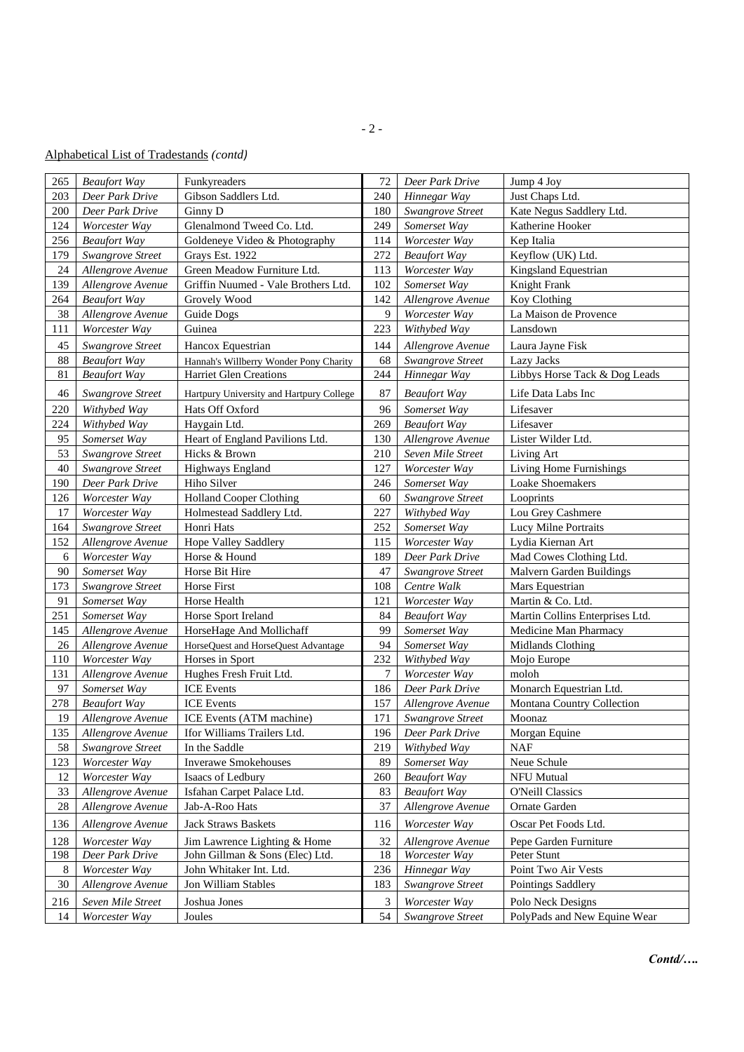Alphabetical List of Tradestands *(contd)*

| | | | | | |
|---|---|---|---|---|---|
| 265 | *Beaufort Way* | Funkyreaders | 72 | *Deer Park Drive* | Jump 4 Joy |
| 203 | *Deer Park Drive* | Gibson Saddlers Ltd. | 240 | *Hinnegar Way* | Just Chaps Ltd. |
| 200 | *Deer Park Drive* | Ginny D | 180 | *Swangrove Street* | Kate Negus Saddlery Ltd. |
| 124 | *Worcester Way* | Glenalmond Tweed Co. Ltd. | 249 | *Somerset Way* | Katherine Hooker |
| 256 | *Beaufort Way* | Goldeneye Video & Photography | 114 | *Worcester Way* | Kep Italia |
| 179 | *Swangrove Street* | Grays Est. 1922 | 272 | *Beaufort Way* | Keyflow (UK) Ltd. |
| 24 | *Allengrove Avenue* | Green Meadow Furniture Ltd. | 113 | *Worcester Way* | Kingsland Equestrian |
| 139 | *Allengrove Avenue* | Griffin Nuumed - Vale Brothers Ltd. | 102 | *Somerset Way* | Knight Frank |
| 264 | *Beaufort Way* | Grovely Wood | 142 | *Allengrove Avenue* | Koy Clothing |
| 38 | *Allengrove Avenue* | Guide Dogs | 9 | *Worcester Way* | La Maison de Provence |
| 111 | *Worcester Way* | Guinea | 223 | *Withybed Way* | Lansdown |
| 45 | *Swangrove Street* | Hancox Equestrian | 144 | *Allengrove Avenue* | Laura Jayne Fisk |
| 88 | *Beaufort Way* | Hannah's Willberry Wonder Pony Charity | 68 | *Swangrove Street* | Lazy Jacks |
| 81 | *Beaufort Way* | Harriet Glen Creations | 244 | *Hinnegar Way* | Libbys Horse Tack & Dog Leads |
| 46 | *Swangrove Street* | Hartpury University and Hartpury College | 87 | *Beaufort Way* | Life Data Labs Inc |
| 220 | *Withybed Way* | Hats Off Oxford | 96 | *Somerset Way* | Lifesaver |
| 224 | *Withybed Way* | Haygain Ltd. | 269 | *Beaufort Way* | Lifesaver |
| 95 | *Somerset Way* | Heart of England Pavilions Ltd. | 130 | *Allengrove Avenue* | Lister Wilder Ltd. |
| 53 | *Swangrove Street* | Hicks & Brown | 210 | *Seven Mile Street* | Living Art |
| 40 | *Swangrove Street* | Highways England | 127 | *Worcester Way* | Living Home Furnishings |
| 190 | *Deer Park Drive* | Hiho Silver | 246 | *Somerset Way* | Loake Shoemakers |
| 126 | *Worcester Way* | Holland Cooper Clothing | 60 | *Swangrove Street* | Looprints |
| 17 | *Worcester Way* | Holmestead Saddlery Ltd. | 227 | *Withybed Way* | Lou Grey Cashmere |
| 164 | *Swangrove Street* | Honri Hats | 252 | *Somerset Way* | Lucy Milne Portraits |
| 152 | *Allengrove Avenue* | Hope Valley Saddlery | 115 | *Worcester Way* | Lydia Kiernan Art |
| 6 | *Worcester Way* | Horse & Hound | 189 | *Deer Park Drive* | Mad Cowes Clothing Ltd. |
| 90 | *Somerset Way* | Horse Bit Hire | 47 | *Swangrove Street* | Malvern Garden Buildings |
| 173 | *Swangrove Street* | Horse First | 108 | *Centre Walk* | Mars Equestrian |
| 91 | *Somerset Way* | Horse Health | 121 | *Worcester Way* | Martin & Co. Ltd. |
| 251 | *Somerset Way* | Horse Sport Ireland | 84 | *Beaufort Way* | Martin Collins Enterprises Ltd. |
| 145 | *Allengrove Avenue* | HorseHage And Mollichaff | 99 | *Somerset Way* | Medicine Man Pharmacy |
| 26 | *Allengrove Avenue* | HorseQuest and HorseQuest Advantage | 94 | *Somerset Way* | Midlands Clothing |
| 110 | *Worcester Way* | Horses in Sport | 232 | *Withybed Way* | Mojo Europe |
| 131 | *Allengrove Avenue* | Hughes Fresh Fruit Ltd. | 7 | *Worcester Way* | moloh |
| 97 | *Somerset Way* | ICE Events | 186 | *Deer Park Drive* | Monarch Equestrian Ltd. |
| 278 | *Beaufort Way* | ICE Events | 157 | *Allengrove Avenue* | Montana Country Collection |
| 19 | *Allengrove Avenue* | ICE Events (ATM machine) | 171 | *Swangrove Street* | Moonaz |
| 135 | *Allengrove Avenue* | Ifor Williams Trailers Ltd. | 196 | *Deer Park Drive* | Morgan Equine |
| 58 | *Swangrove Street* | In the Saddle | 219 | *Withybed Way* | NAF |
| 123 | *Worcester Way* | Inverawe Smokehouses | 89 | *Somerset Way* | Neue Schule |
| 12 | *Worcester Way* | Isaacs of Ledbury | 260 | *Beaufort Way* | NFU Mutual |
| 33 | *Allengrove Avenue* | Isfahan Carpet Palace Ltd. | 83 | *Beaufort Way* | O'Neill Classics |
| 28 | *Allengrove Avenue* | Jab-A-Roo Hats | 37 | *Allengrove Avenue* | Ornate Garden |
| 136 | *Allengrove Avenue* | Jack Straws Baskets | 116 | *Worcester Way* | Oscar Pet Foods Ltd. |
| 128 | *Worcester Way* | Jim Lawrence Lighting & Home | 32 | *Allengrove Avenue* | Pepe Garden Furniture |
| 198 | *Deer Park Drive* | John Gillman & Sons (Elec) Ltd. | 18 | *Worcester Way* | Peter Stunt |
| 8 | *Worcester Way* | John Whitaker Int. Ltd. | 236 | *Hinnegar Way* | Point Two Air Vests |
| 30 | *Allengrove Avenue* | Jon William Stables | 183 | *Swangrove Street* | Pointings Saddlery |
| 216 | *Seven Mile Street* | Joshua Jones | 3 | *Worcester Way* | Polo Neck Designs |
| 14 | *Worcester Way* | Joules | 54 | *Swangrove Street* | PolyPads and New Equine Wear |

***Contd/….***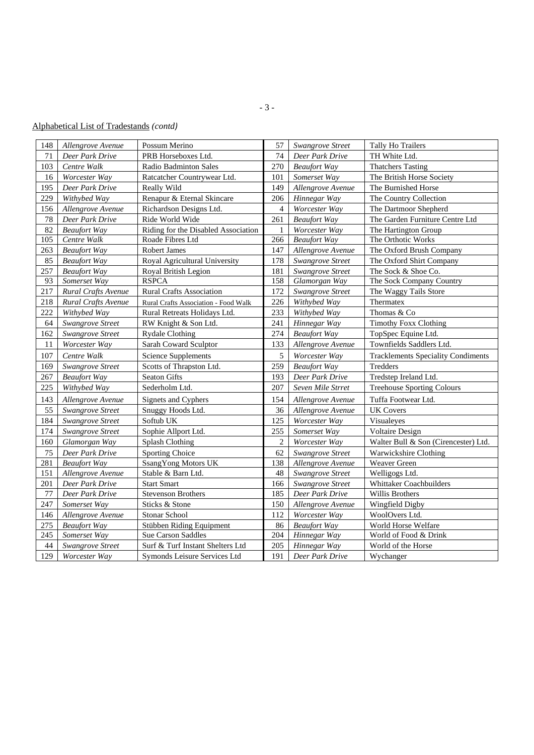Alphabetical List of Tradestands *(contd)*

| | | | | | |
|---|---|---|---|---|---|
| 148 | *Allengrove Avenue* | Possum Merino | 57 | *Swangrove Street* | Tally Ho Trailers |
| 71 | *Deer Park Drive* | PRB Horseboxes Ltd. | 74 | *Deer Park Drive* | TH White Ltd. |
| 103 | *Centre Walk* | Radio Badminton Sales | 270 | *Beaufort Way* | Thatchers Tasting |
| 16 | *Worcester Way* | Ratcatcher Countrywear Ltd. | 101 | *Somerset Way* | The British Horse Society |
| 195 | *Deer Park Drive* | Really Wild | 149 | *Allengrove Avenue* | The Burnished Horse |
| 229 | *Withybed Way* | Renapur & Eternal Skincare | 206 | *Hinnegar Way* | The Country Collection |
| 156 | *Allengrove Avenue* | Richardson Designs Ltd. | 4 | *Worcester Way* | The Dartmoor Shepherd |
| 78 | *Deer Park Drive* | Ride World Wide | 261 | *Beaufort Way* | The Garden Furniture Centre Ltd |
| 82 | *Beaufort Way* | Riding for the Disabled Association | 1 | *Worcester Way* | The Hartington Group |
| 105 | *Centre Walk* | Roade Fibres Ltd | 266 | *Beaufort Way* | The Orthotic Works |
| 263 | *Beaufort Way* | Robert James | 147 | *Allengrove Avenue* | The Oxford Brush Company |
| 85 | *Beaufort Way* | Royal Agricultural University | 178 | *Swangrove Street* | The Oxford Shirt Company |
| 257 | *Beaufort Way* | Royal British Legion | 181 | *Swangrove Street* | The Sock & Shoe Co. |
| 93 | *Somerset Way* | RSPCA | 158 | *Glamorgan Way* | The Sock Company Country |
| 217 | *Rural Crafts Avenue* | Rural Crafts Association | 172 | *Swangrove Street* | The Waggy Tails Store |
| 218 | *Rural Crafts Avenue* | Rural Crafts Association - Food Walk | 226 | *Withybed Way* | Thermatex |
| 222 | *Withybed Way* | Rural Retreats Holidays Ltd. | 233 | *Withybed Way* | Thomas & Co |
| 64 | *Swangrove Street* | RW Knight & Son Ltd. | 241 | *Hinnegar Way* | Timothy Foxx Clothing |
| 162 | *Swangrove Street* | Rydale Clothing | 274 | *Beaufort Way* | TopSpec Equine Ltd. |
| 11 | *Worcester Way* | Sarah Coward Sculptor | 133 | *Allengrove Avenue* | Townfields Saddlers Ltd. |
| 107 | *Centre Walk* | Science Supplements | 5 | *Worcester Way* | Tracklements Speciality Condiments |
| 169 | *Swangrove Street* | Scotts of Thrapston Ltd. | 259 | *Beaufort Way* | Tredders |
| 267 | *Beaufort Way* | Seaton Gifts | 193 | *Deer Park Drive* | Tredstep Ireland Ltd. |
| 225 | *Withybed Way* | Sederholm Ltd. | 207 | *Seven Mile Strret* | Treehouse Sporting Colours |
| 143 | *Allengrove Avenue* | Signets and Cyphers | 154 | *Allengrove Avenue* | Tuffa Footwear Ltd. |
| 55 | *Swangrove Street* | Snuggy Hoods Ltd. | 36 | *Allengrove Avenue* | UK Covers |
| 184 | *Swangrove Street* | Softub UK | 125 | *Worcester Way* | Visualeyes |
| 174 | *Swangrove Street* | Sophie Allport Ltd. | 255 | *Somerset Way* | Voltaire Design |
| 160 | *Glamorgan Way* | Splash Clothing | 2 | *Worcester Way* | Walter Bull & Son (Cirencester) Ltd. |
| 75 | *Deer Park Drive* | Sporting Choice | 62 | *Swangrove Street* | Warwickshire Clothing |
| 281 | *Beaufort Way* | SsangYong Motors UK | 138 | *Allengrove Avenue* | Weaver Green |
| 151 | *Allengrove Avenue* | Stable & Barn Ltd. | 48 | *Swangrove Street* | Welligogs Ltd. |
| 201 | *Deer Park Drive* | Start Smart | 166 | *Swangrove Street* | Whittaker Coachbuilders |
| 77 | *Deer Park Drive* | Stevenson Brothers | 185 | *Deer Park Drive* | Willis Brothers |
| 247 | *Somerset Way* | Sticks & Stone | 150 | *Allengrove Avenue* | Wingfield Digby |
| 146 | *Allengrove Avenue* | Stonar School | 112 | *Worcester Way* | WoolOvers Ltd. |
| 275 | *Beaufort Way* | Stübben Riding Equipment | 86 | *Beaufort Way* | World Horse Welfare |
| 245 | *Somerset Way* | Sue Carson Saddles | 204 | *Hinnegar Way* | World of Food & Drink |
| 44 | *Swangrove Street* | Surf & Turf Instant Shelters Ltd | 205 | *Hinnegar Way* | World of the Horse |
| 129 | *Worcester Way* | Symonds Leisure Services Ltd | 191 | *Deer Park Drive* | Wychanger |